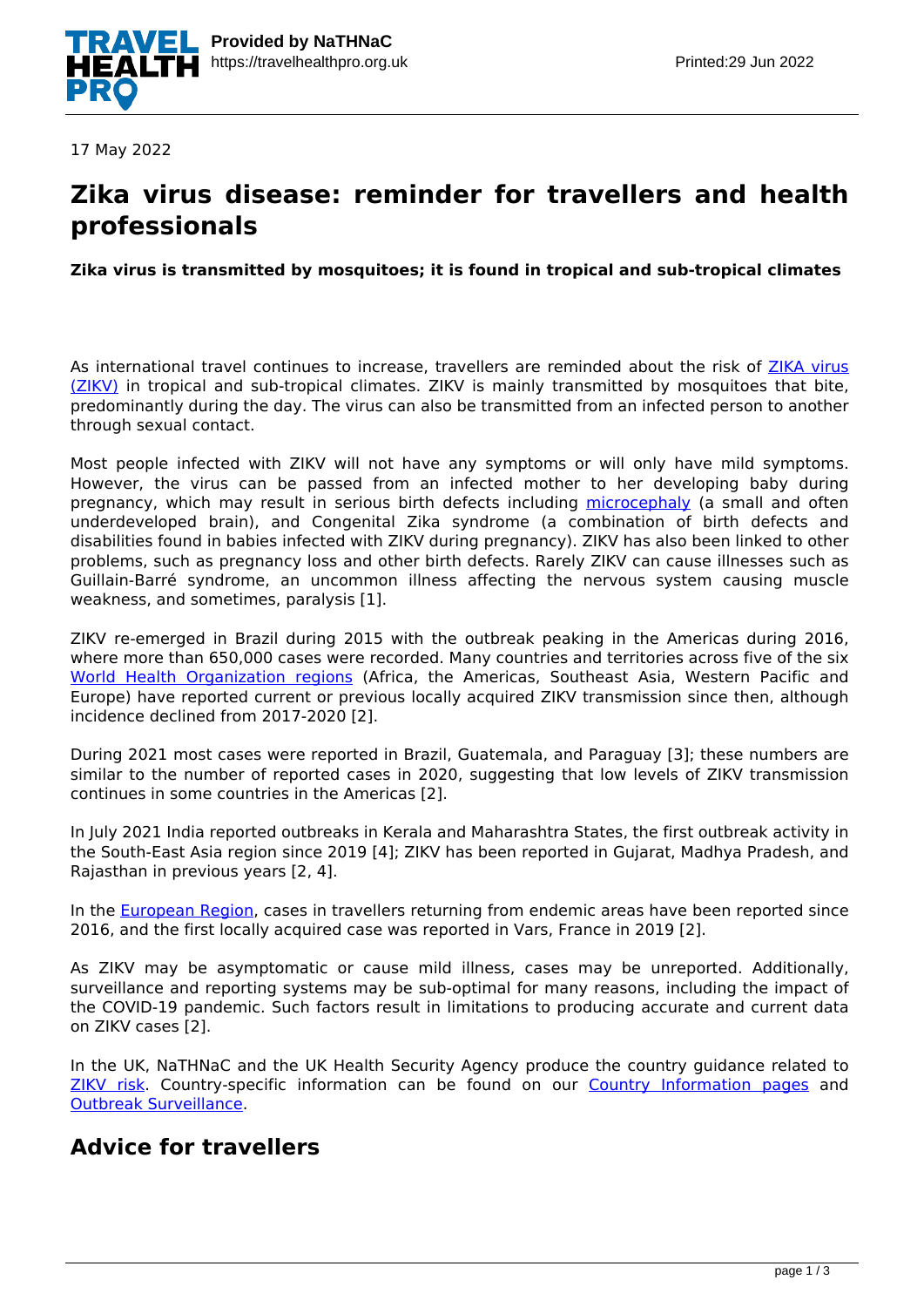17 May 2022

# Zika virus disease: reminder for travellers and health professionals

**Zika virus is transmitted by mosquitoes; it is found in tropical and sub-tropical climates**

As international travel continues to increase, travellers are reminded about the risk of ZIKA virus (ZIKV) in tropical and sub-tropical climates. ZIKV is mainly transmitted by mosquitoes that bite, predominantly during the day. The virus can also be transmitted from an infected person to another through sexual contact.

Most people infected with ZIKV will not have any symptoms or will only have mild symptoms. However, the virus can be passed from an infected mother to her developing baby during pregnancy, which may result in serious birth defects including microcephaly (a small and often underdeveloped brain), and Congenital Zika syndrome (a combination of birth defects and disabilities found in babies infected with ZIKV during pregnancy). ZIKV has also been linked to other problems, such as pregnancy loss and other birth defects. Rarely ZIKV can cause illnesses such as Guillain-Barré syndrome, an uncommon illness affecting the nervous system causing muscle weakness, and sometimes, paralysis [1].

ZIKV re-emerged in Brazil during 2015 with the outbreak peaking in the Americas during 2016, where more than 650,000 cases were recorded. Many countries and territories across five of the six World Health Organization regions (Africa, the Americas, Southeast Asia, Western Pacific and Europe) have reported current or previous locally acquired ZIKV transmission since then, although incidence declined from 2017-2020 [2].

During 2021 most cases were reported in Brazil, Guatemala, and Paraguay [3]; these numbers are similar to the number of reported cases in 2020, suggesting that low levels of ZIKV transmission continues in some countries in the Americas [2].

In July 2021 India reported outbreaks in Kerala and Maharashtra States, the first outbreak activity in the South-East Asia region since 2019 [4]; ZIKV has been reported in Gujarat, Madhya Pradesh, and Rajasthan in previous years [2, 4].

In the European Region, cases in travellers returning from endemic areas have been reported since 2016, and the first locally acquired case was reported in Vars, France in 2019 [2].

As ZIKV may be asymptomatic or cause mild illness, cases may be unreported. Additionally, surveillance and reporting systems may be sub-optimal for many reasons, including the impact of the COVID-19 pandemic. Such factors result in limitations to producing accurate and current data on ZIKV cases [2].

In the UK, NaTHNaC and the UK Health Security Agency produce the country guidance related to ZIKV risk. Country-specific information can be found on our Country Information pages and Outbreak Surveillance.

## Advice for travellers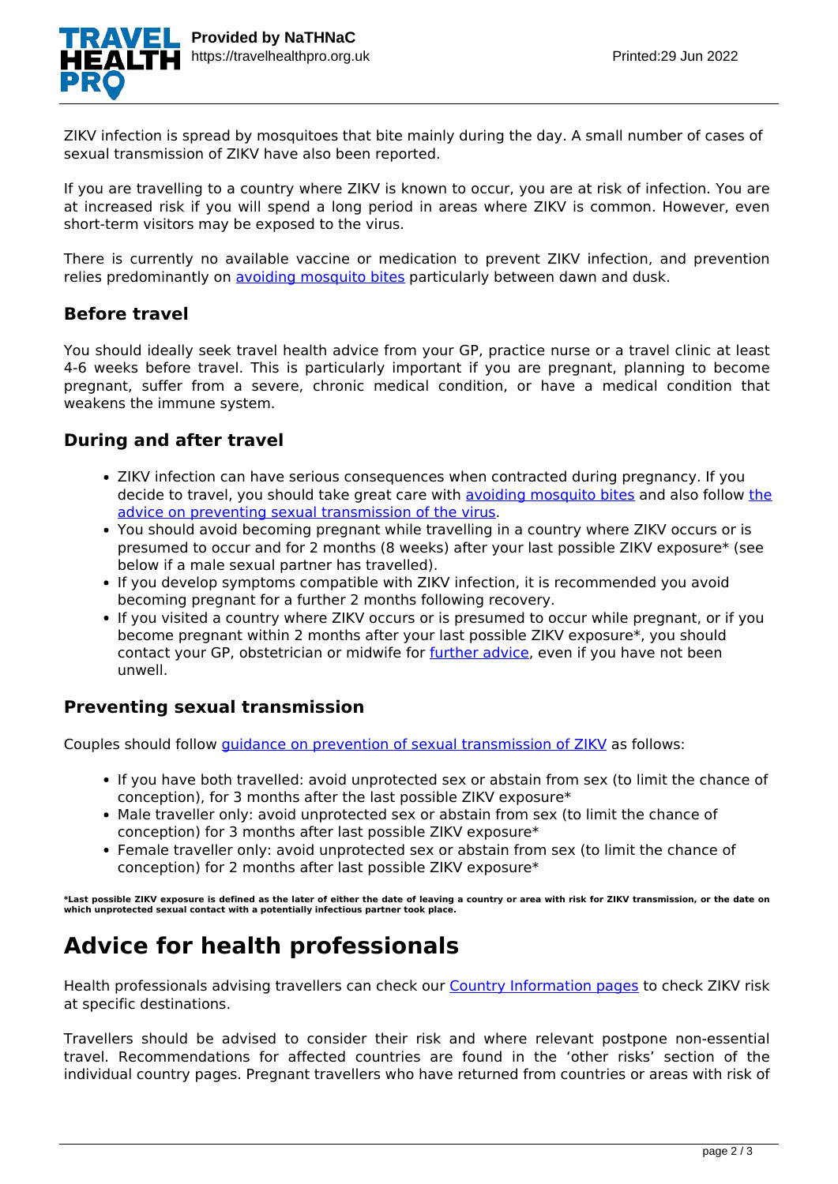ZIKV infection is spread by mosquitoes that bite mainly during the day. A small number of cases of sexual transmission of ZIKV have also been reported.

If you are travelling to a country where ZIKV is known to occur, you are at risk of infection. You are at increased risk if you will spend a long period in areas where ZIKV is common. However, even short-term visitors may be exposed to the virus.

There is currently no available vaccine or medication to prevent ZIKV infection, and prevention relies predominantly on avoiding mosquito bites particularly between dawn and dusk.

### Before travel

You should ideally seek travel health advice from your GP, practice nurse or a travel clinic at least 4-6 weeks before travel. This is particularly important if you are pregnant, planning to become pregnant, suffer from a severe, chronic medical condition, or have a medical condition that weakens the immune system.

### During and after travel

- ZIKV infection can have serious consequences when contracted during pregnancy. If you decide to travel, you should take great care with avoiding mosquito bites and also follow the advice on preventing sexual transmission of the virus.
- You should avoid becoming pregnant while travelling in a country where ZIKV occurs or is presumed to occur and for 2 months (8 weeks) after your last possible ZIKV exposure* (see below if a male sexual partner has travelled).
- If you develop symptoms compatible with ZIKV infection, it is recommended you avoid becoming pregnant for a further 2 months following recovery.
- If you visited a country where ZIKV occurs or is presumed to occur while pregnant, or if you become pregnant within 2 months after your last possible ZIKV exposure*, you should contact your GP, obstetrician or midwife for further advice, even if you have not been unwell.

### Preventing sexual transmission

Couples should follow guidance on prevention of sexual transmission of ZIKV as follows:

- If you have both travelled: avoid unprotected sex or abstain from sex (to limit the chance of conception), for 3 months after the last possible ZIKV exposure*
- Male traveller only: avoid unprotected sex or abstain from sex (to limit the chance of conception) for 3 months after last possible ZIKV exposure*
- Female traveller only: avoid unprotected sex or abstain from sex (to limit the chance of conception) for 2 months after last possible ZIKV exposure*

**\*Last possible ZIKV exposure is defined as the later of either the date of leaving a country or area with risk for ZIKV transmission, or the date on which unprotected sexual contact with a potentially infectious partner took place.**

# Advice for health professionals

Health professionals advising travellers can check our Country Information pages to check ZIKV risk at specific destinations.

Travellers should be advised to consider their risk and where relevant postpone non-essential travel. Recommendations for affected countries are found in the 'other risks' section of the individual country pages. Pregnant travellers who have returned from countries or areas with risk of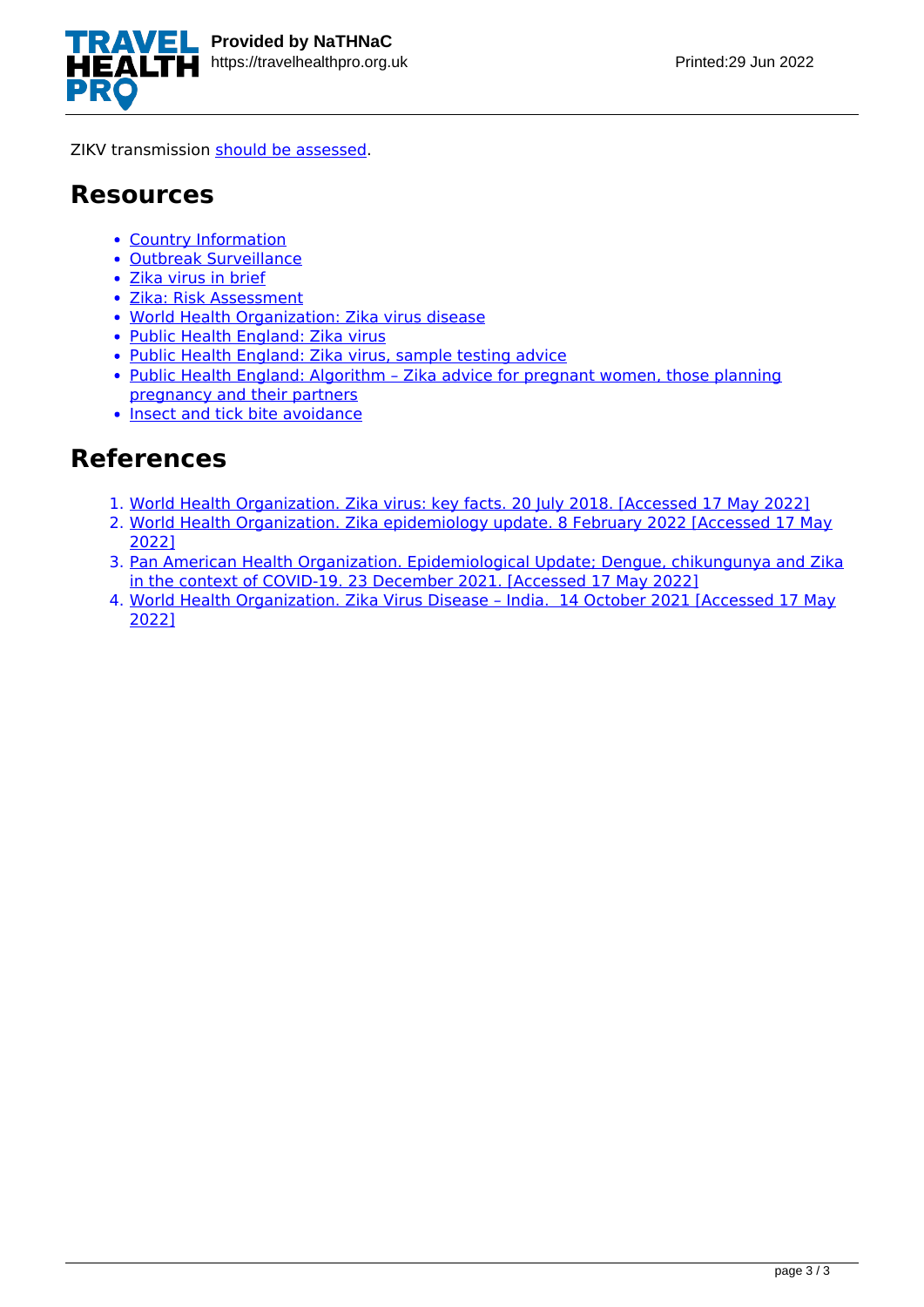ZIKV transmission should be assessed.

## Resources

- Country Information
- Outbreak Surveillance
- Zika virus in brief
- Zika: Risk Assessment
- World Health Organization: Zika virus disease
- Public Health England: Zika virus
- Public Health England: Zika virus, sample testing advice
- Public Health England: Algorithm – Zika advice for pregnant women, those planning pregnancy and their partners
- Insect and tick bite avoidance

## References

1. World Health Organization. Zika virus: key facts. 20 July 2018. [Accessed 17 May 2022]
2. World Health Organization. Zika epidemiology update. 8 February 2022 [Accessed 17 May 2022]
3. Pan American Health Organization. Epidemiological Update; Dengue, chikungunya and Zika in the context of COVID-19. 23 December 2021. [Accessed 17 May 2022]
4. World Health Organization. Zika Virus Disease – India. 14 October 2021 [Accessed 17 May 2022]